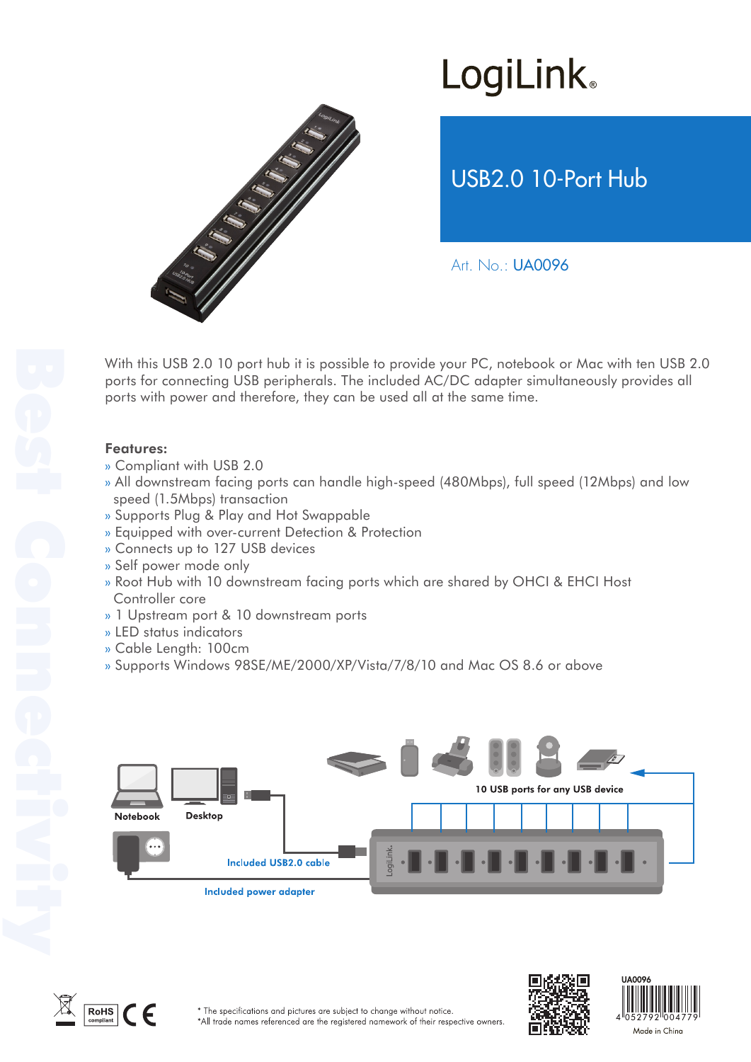# LogiLink

## USB2.0 10-Port Hub

Art. No.: UA0096

With this USB 2.0 10 port hub it is possible to provide your PC, notebook or Mac with ten USB 2.0 ports for connecting USB peripherals. The included AC/DC adapter simultaneously provides all ports with power and therefore, they can be used all at the same time.

**Features:**

- Compliant with USB 2.0
- All downstream facing ports can handle high-speed (480Mbps), full speed (12Mbps) and low speed (1.5Mbps) transaction
- Supports Plug & Play and Hot Swappable
- Equipped with over-current Detection & Protection
- Connects up to 127 USB devices
- Self power mode only
- Root Hub with 10 downstream facing ports which are shared by OHCI & EHCI Host Controller core
- 1 Upstream port & 10 downstream ports
- LED status indicators
- Cable Length: 100cm
- Supports Windows 98SE/ME/2000/XP/Vista/7/8/10 and Mac OS 8.6 or above

Notebook

Desktop

10 USB ports for any USB device

Included USB2.0 cable

Included power adapter

* The specifications and pictures are subject to change without notice.
*All trade names referenced are the registered namework of their respective owners.

UA0096

4 052792 004779

Made in China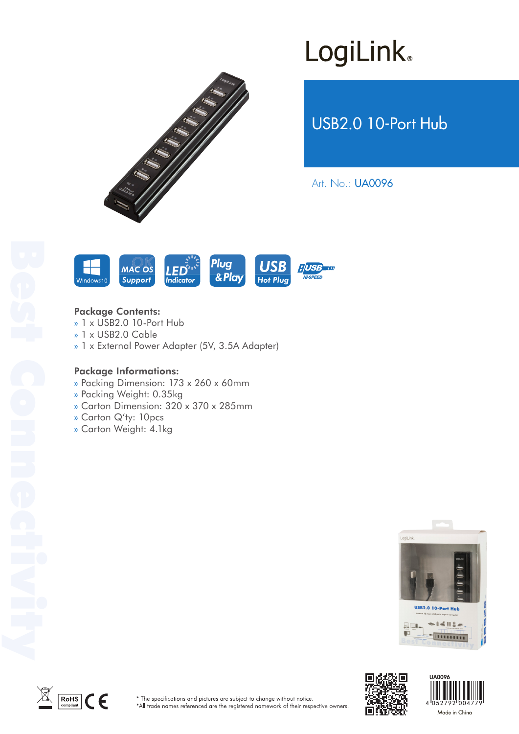LogiLink®

# USB2.0 10-Port Hub

Art. No.: UA0096

**Package Contents:**

» 1 x USB2.0 10-Port Hub
» 1 x USB2.0 Cable
» 1 x External Power Adapter (5V, 3.5A Adapter)

**Package Informations:**

» Packing Dimension: 173 x 260 x 60mm
» Packing Weight: 0.35kg
» Carton Dimension: 320 x 370 x 285mm
» Carton Q'ty: 10pcs
» Carton Weight: 4.1kg

* The specifications and pictures are subject to change without notice.
*All trade names referenced are the registered namework of their respective owners.

UA0096

4 052792 004779

Made in China